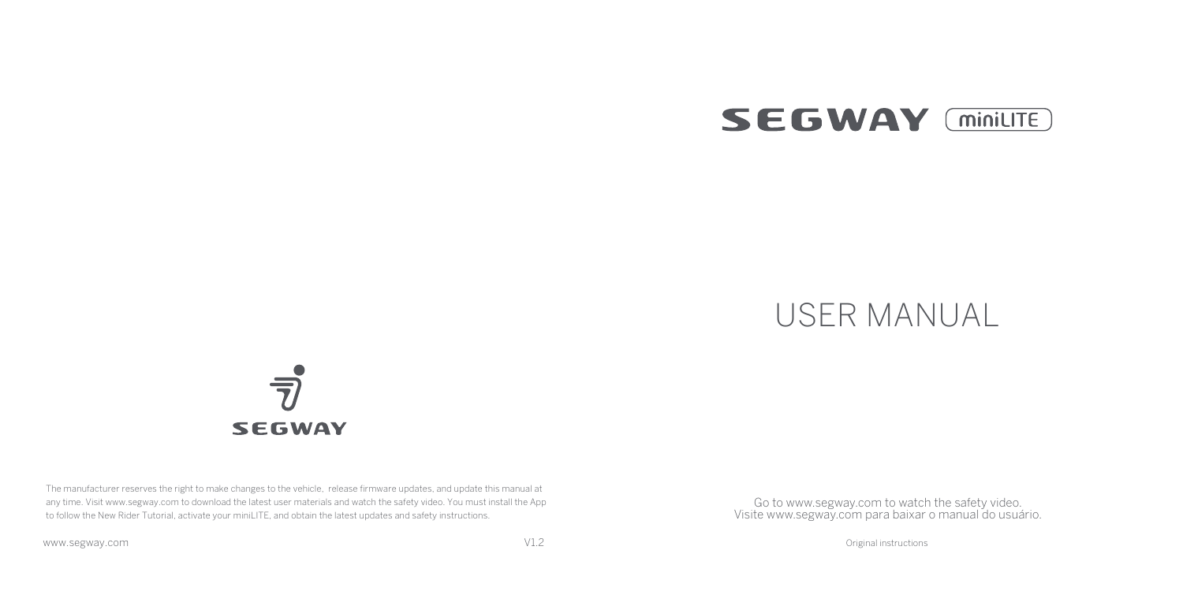# SEGWAY miniLITE

# USER MANUAL

SEGWAY

The manufacturer reserves the right to make changes to the vehicle, release firmware updates, and update this manual at any time. Visit www.segway.com to download the latest user materials and watch the safety video. You must install the App to follow the New Rider Tutorial, activate your miniLITE, and obtain the latest updates and safety instructions.

www.segway.com

V1.2

Go to www.segway.com to watch the safety video.
Visite www.segway.com para baixar o manual do usuário.

Original instructions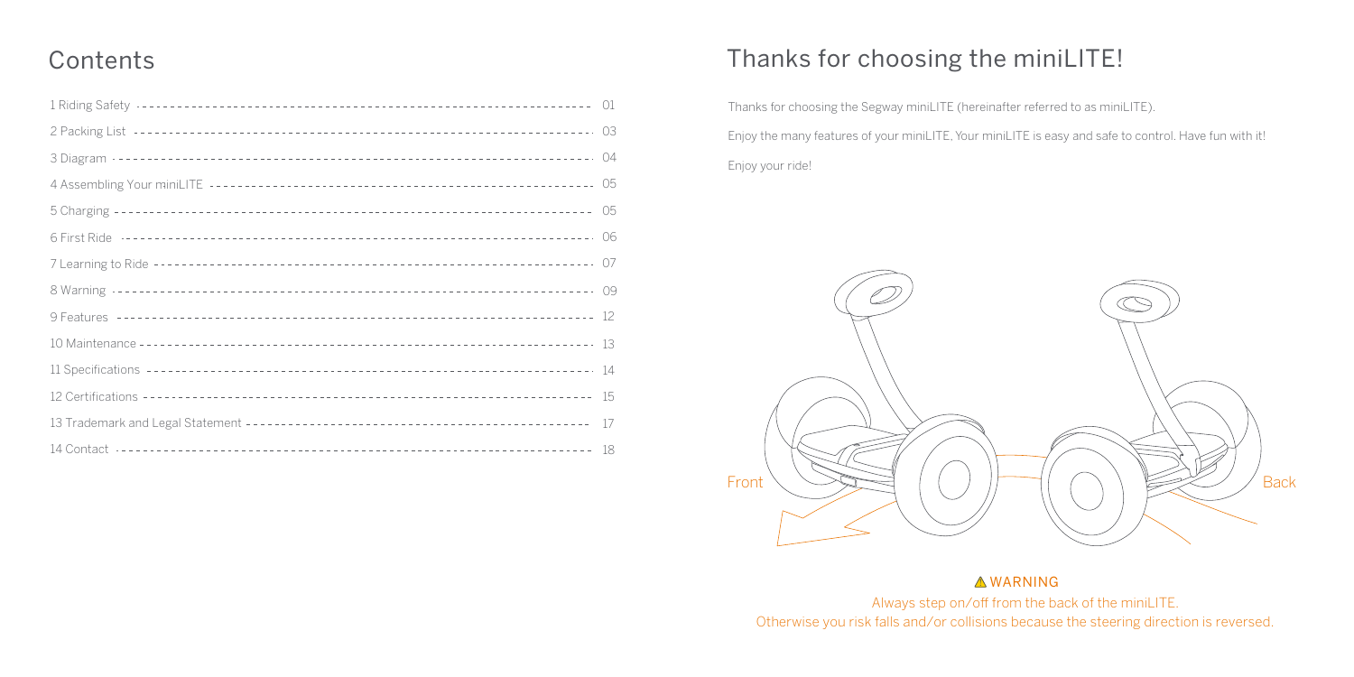# Contents

| | |
|---|---|
| 1 Riding Safety | 01 |
| 2 Packing List | 03 |
| 3 Diagram | 04 |
| 4 Assembling Your miniLITE | 05 |
| 5 Charging | 05 |
| 6 First Ride | 06 |
| 7 Learning to Ride | 07 |
| 8 Warning | 09 |
| 9 Features | 12 |
| 10 Maintenance | 13 |
| 11 Specifications | 14 |
| 12 Certifications | 15 |
| 13 Trademark and Legal Statement | 17 |
| 14 Contact | 18 |

# Thanks for choosing the miniLITE!

Thanks for choosing the Segway miniLITE (hereinafter referred to as miniLITE).

Enjoy the many features of your miniLITE, Your miniLITE is easy and safe to control. Have fun with it!

Enjoy your ride!

Front

Back

⚠ WARNING

Always step on/off from the back of the miniLITE.
Otherwise you risk falls and/or collisions because the steering direction is reversed.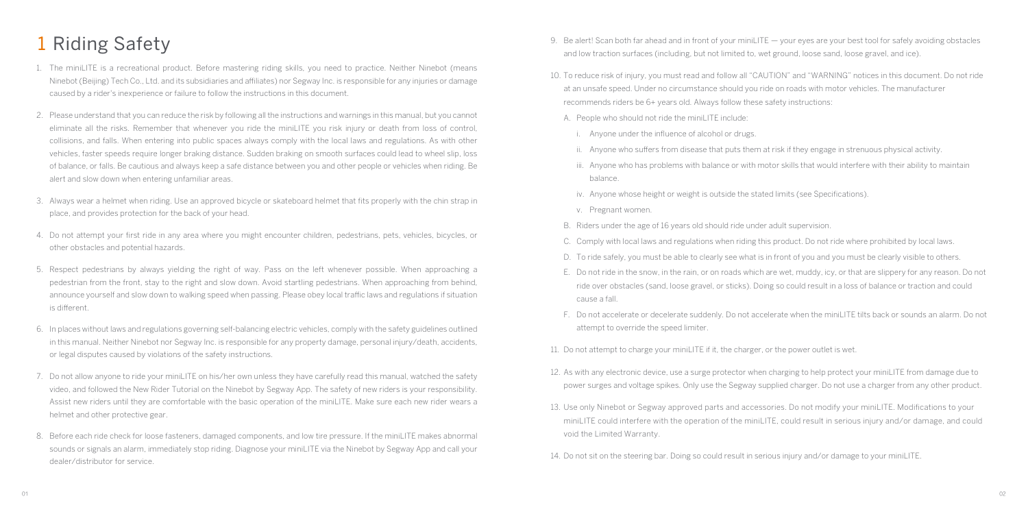# 1 Riding Safety

1. The miniLITE is a recreational product. Before mastering riding skills, you need to practice. Neither Ninebot (means Ninebot (Beijing) Tech Co., Ltd. and its subsidiaries and affiliates) nor Segway Inc. is responsible for any injuries or damage caused by a rider's inexperience or failure to follow the instructions in this document.

2. Please understand that you can reduce the risk by following all the instructions and warnings in this manual, but you cannot eliminate all the risks. Remember that whenever you ride the miniLITE you risk injury or death from loss of control, collisions, and falls. When entering into public spaces always comply with the local laws and regulations. As with other vehicles, faster speeds require longer braking distance. Sudden braking on smooth surfaces could lead to wheel slip, loss of balance, or falls. Be cautious and always keep a safe distance between you and other people or vehicles when riding. Be alert and slow down when entering unfamiliar areas.

3. Always wear a helmet when riding. Use an approved bicycle or skateboard helmet that fits properly with the chin strap in place, and provides protection for the back of your head.

4. Do not attempt your first ride in any area where you might encounter children, pedestrians, pets, vehicles, bicycles, or other obstacles and potential hazards.

5. Respect pedestrians by always yielding the right of way. Pass on the left whenever possible. When approaching a pedestrian from the front, stay to the right and slow down. Avoid startling pedestrians. When approaching from behind, announce yourself and slow down to walking speed when passing. Please obey local traffic laws and regulations if situation is different.

6. In places without laws and regulations governing self-balancing electric vehicles, comply with the safety guidelines outlined in this manual. Neither Ninebot nor Segway Inc. is responsible for any property damage, personal injury/death, accidents, or legal disputes caused by violations of the safety instructions.

7. Do not allow anyone to ride your miniLITE on his/her own unless they have carefully read this manual, watched the safety video, and followed the New Rider Tutorial on the Ninebot by Segway App. The safety of new riders is your responsibility. Assist new riders until they are comfortable with the basic operation of the miniLITE. Make sure each new rider wears a helmet and other protective gear.

8. Before each ride check for loose fasteners, damaged components, and low tire pressure. If the miniLITE makes abnormal sounds or signals an alarm, immediately stop riding. Diagnose your miniLITE via the Ninebot by Segway App and call your dealer/distributor for service.

9. Be alert! Scan both far ahead and in front of your miniLITE — your eyes are your best tool for safely avoiding obstacles and low traction surfaces (including, but not limited to, wet ground, loose sand, loose gravel, and ice).

10. To reduce risk of injury, you must read and follow all "CAUTION" and "WARNING" notices in this document. Do not ride at an unsafe speed. Under no circumstance should you ride on roads with motor vehicles. The manufacturer recommends riders be 6+ years old. Always follow these safety instructions:

    A. People who should not ride the miniLITE include:

       i. Anyone under the influence of alcohol or drugs.

       ii. Anyone who suffers from disease that puts them at risk if they engage in strenuous physical activity.

       iii. Anyone who has problems with balance or with motor skills that would interfere with their ability to maintain balance.

       iv. Anyone whose height or weight is outside the stated limits (see Specifications).

       v. Pregnant women.

    B. Riders under the age of 16 years old should ride under adult supervision.

    C. Comply with local laws and regulations when riding this product. Do not ride where prohibited by local laws.

    D. To ride safely, you must be able to clearly see what is in front of you and you must be clearly visible to others.

    E. Do not ride in the snow, in the rain, or on roads which are wet, muddy, icy, or that are slippery for any reason. Do not ride over obstacles (sand, loose gravel, or sticks). Doing so could result in a loss of balance or traction and could cause a fall.

    F. Do not accelerate or decelerate suddenly. Do not accelerate when the miniLITE tilts back or sounds an alarm. Do not attempt to override the speed limiter.

11. Do not attempt to charge your miniLITE if it, the charger, or the power outlet is wet.

12. As with any electronic device, use a surge protector when charging to help protect your miniLITE from damage due to power surges and voltage spikes. Only use the Segway supplied charger. Do not use a charger from any other product.

13. Use only Ninebot or Segway approved parts and accessories. Do not modify your miniLITE. Modifications to your miniLITE could interfere with the operation of the miniLITE, could result in serious injury and/or damage, and could void the Limited Warranty.

14. Do not sit on the steering bar. Doing so could result in serious injury and/or damage to your miniLITE.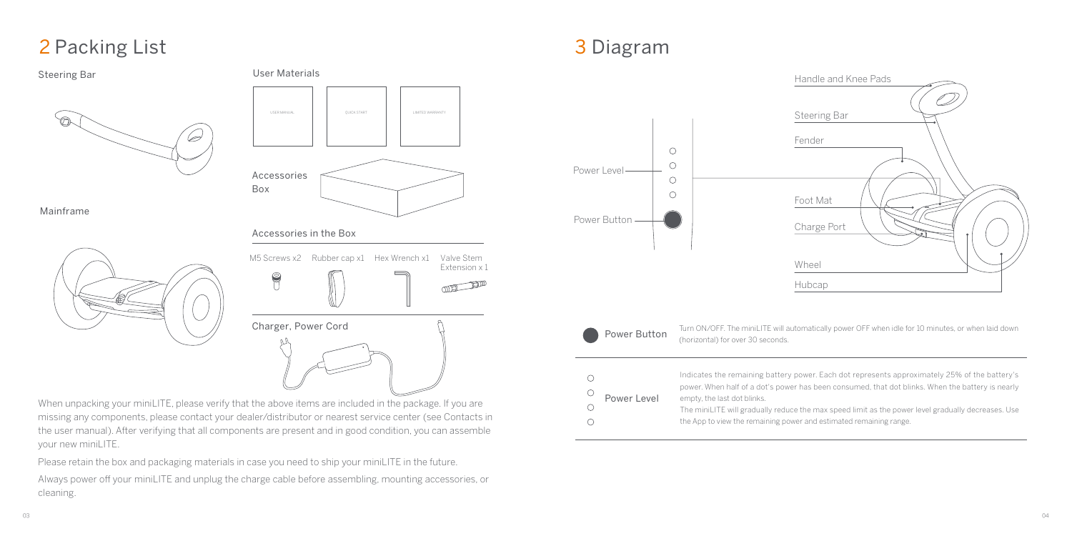# 2 Packing List

Steering Bar

Mainframe

User Materials

USER MANUAL | QUICK START | LIMITED WARRANTY

Accessories Box

Accessories in the Box

M5 Screws x2 | Rubber cap x1 | Hex Wrench x1 | Valve Stem Extension x 1

Charger, Power Cord

When unpacking your miniLITE, please verify that the above items are included in the package. If you are missing any components, please contact your dealer/distributor or nearest service center (see Contacts in the user manual). After verifying that all components are present and in good condition, you can assemble your new miniLITE.

Please retain the box and packaging materials in case you need to ship your miniLITE in the future.

Always power off your miniLITE and unplug the charge cable before assembling, mounting accessories, or cleaning.

# 3 Diagram

Power Level

Power Button

Handle and Knee Pads

Steering Bar

Fender

Foot Mat

Charge Port

Wheel

Hubcap

| | |
|---|---|
| Power Button | Turn ON/OFF. The miniLITE will automatically power OFF when idle for 10 minutes, or when laid down (horizontal) for over 30 seconds. |
| Power Level | Indicates the remaining battery power. Each dot represents approximately 25% of the battery's power. When half of a dot's power has been consumed, that dot blinks. When the battery is nearly empty, the last dot blinks.<br>The miniLITE will gradually reduce the max speed limit as the power level gradually decreases. Use the App to view the remaining power and estimated remaining range. |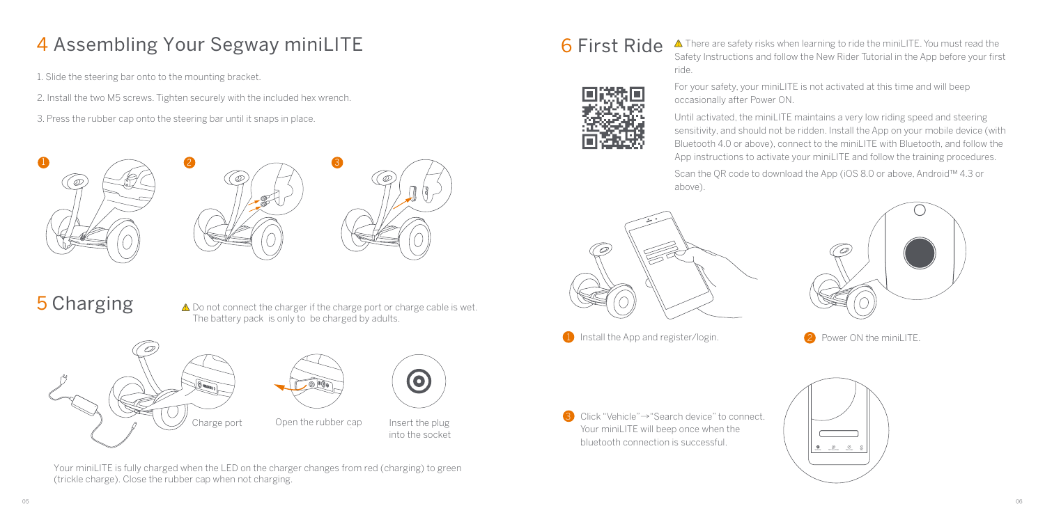# 4 Assembling Your Segway miniLITE

1. Slide the steering bar onto to the mounting bracket.
2. Install the two M5 screws. Tighten securely with the included hex wrench.
3. Press the rubber cap onto the steering bar until it snaps in place.

# 5 Charging

⚠ Do not connect the charger if the charge port or charge cable is wet. The battery pack is only to be charged by adults.

Charge port

Open the rubber cap

Insert the plug into the socket

Your miniLITE is fully charged when the LED on the charger changes from red (charging) to green (trickle charge). Close the rubber cap when not charging.

# 6 First Ride

⚠ There are safety risks when learning to ride the miniLITE. You must read the Safety Instructions and follow the New Rider Tutorial in the App before your first ride.

For your safety, your miniLITE is not activated at this time and will beep occasionally after Power ON.

Until activated, the miniLITE maintains a very low riding speed and steering sensitivity, and should not be ridden. Install the App on your mobile device (with Bluetooth 4.0 or above), connect to the miniLITE with Bluetooth, and follow the App instructions to activate your miniLITE and follow the training procedures.

Scan the QR code to download the App (iOS 8.0 or above, Android™ 4.3 or above).

1. Install the App and register/login.
2. Power ON the miniLITE.
3. Click "Vehicle"→"Search device" to connect. Your miniLITE will beep once when the bluetooth connection is successful.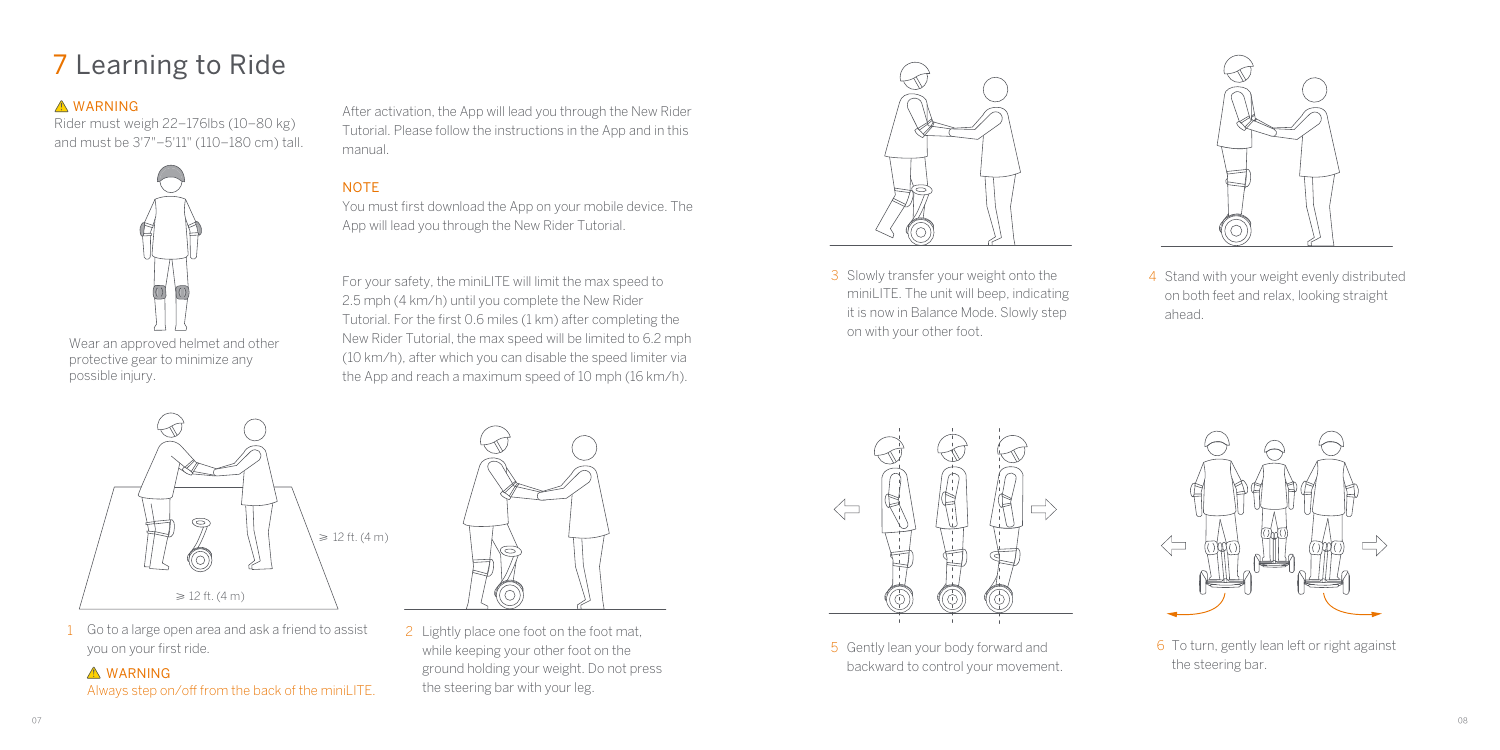# 7 Learning to Ride

⚠ WARNING

Rider must weigh 22–176lbs (10–80 kg) and must be 3'7"–5'11" (110–180 cm) tall.

Wear an approved helmet and other protective gear to minimize any possible injury.

After activation, the App will lead you through the New Rider Tutorial. Please follow the instructions in the App and in this manual.

**NOTE**

You must first download the App on your mobile device. The App will lead you through the New Rider Tutorial.

For your safety, the miniLITE will limit the max speed to 2.5 mph (4 km/h) until you complete the New Rider Tutorial. For the first 0.6 miles (1 km) after completing the New Rider Tutorial, the max speed will be limited to 6.2 mph (10 km/h), after which you can disable the speed limiter via the App and reach a maximum speed of 10 mph (16 km/h).

≥ 12 ft. (4 m)

≥ 12 ft. (4 m)

1 Go to a large open area and ask a friend to assist you on your first ride.

⚠ WARNING

Always step on/off from the back of the miniLITE.

2 Lightly place one foot on the foot mat, while keeping your other foot on the ground holding your weight. Do not press the steering bar with your leg.

3 Slowly transfer your weight onto the miniLITE. The unit will beep, indicating it is now in Balance Mode. Slowly step on with your other foot.

4 Stand with your weight evenly distributed on both feet and relax, looking straight ahead.

5 Gently lean your body forward and backward to control your movement.

6 To turn, gently lean left or right against the steering bar.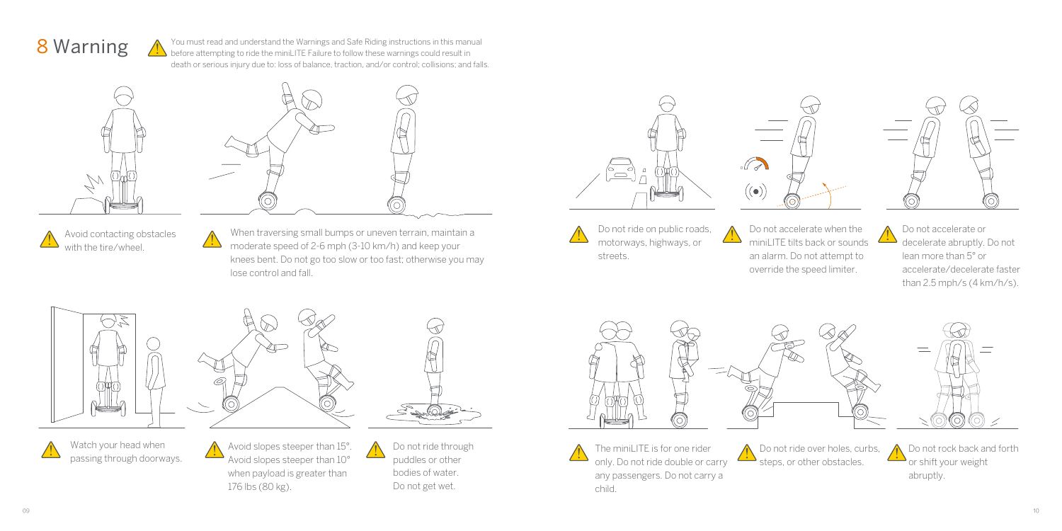# 8 Warning

⚠ You must read and understand the Warnings and Safe Riding instructions in this manual before attempting to ride the miniLITE Failure to follow these warnings could result in death or serious injury due to: loss of balance, traction, and/or control; collisions; and falls.

⚠ Avoid contacting obstacles with the tire/wheel.

⚠ When traversing small bumps or uneven terrain, maintain a moderate speed of 2-6 mph (3-10 km/h) and keep your knees bent. Do not go too slow or too fast; otherwise you may lose control and fall.

⚠ Watch your head when passing through doorways.

⚠ Avoid slopes steeper than 15°. Avoid slopes steeper than 10° when payload is greater than 176 lbs (80 kg).

⚠ Do not ride through puddles or other bodies of water. Do not get wet.

⚠ Do not ride on public roads, motorways, highways, or streets.

⚠ Do not accelerate when the miniLITE tilts back or sounds an alarm. Do not attempt to override the speed limiter.

⚠ Do not accelerate or decelerate abruptly. Do not lean more than 5° or accelerate/decelerate faster than 2.5 mph/s (4 km/h/s).

⚠ The miniLITE is for one rider only. Do not ride double or carry any passengers. Do not carry a child.

⚠ Do not ride over holes, curbs, steps, or other obstacles.

⚠ Do not rock back and forth or shift your weight abruptly.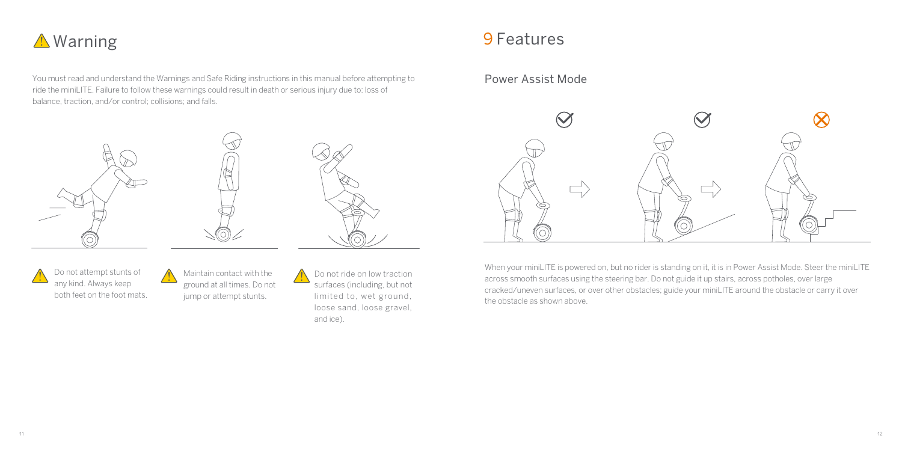# ⚠ Warning

You must read and understand the Warnings and Safe Riding instructions in this manual before attempting to ride the miniLITE. Failure to follow these warnings could result in death or serious injury due to: loss of balance, traction, and/or control; collisions; and falls.

⚠ Do not attempt stunts of any kind. Always keep both feet on the foot mats.

⚠ Maintain contact with the ground at all times. Do not jump or attempt stunts.

⚠ Do not ride on low traction surfaces (including, but not limited to, wet ground, loose sand, loose gravel, and ice).

# 9 Features

## Power Assist Mode

When your miniLITE is powered on, but no rider is standing on it, it is in Power Assist Mode. Steer the miniLITE across smooth surfaces using the steering bar. Do not guide it up stairs, across potholes, over large cracked/uneven surfaces, or over other obstacles; guide your miniLITE around the obstacle or carry it over the obstacle as shown above.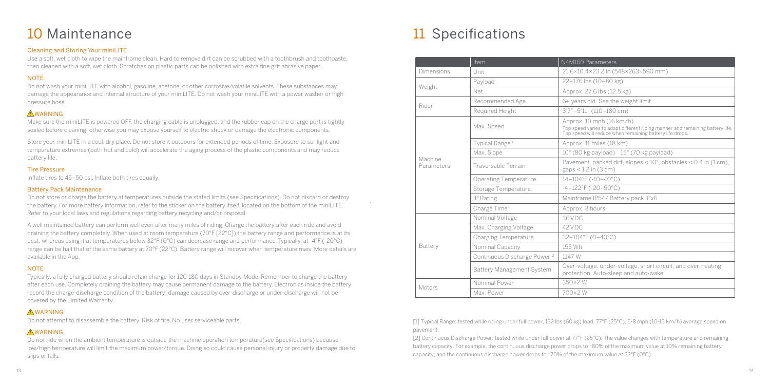# 10 Maintenance

## Cleaning and Storing Your miniLITE

Use a soft, wet cloth to wipe the mainframe clean. Hard to remove dirt can be scrubbed with a toothbrush and toothpaste, then cleaned with a soft, wet cloth. Scratches on plastic parts can be polished with extra fine grit abrasive paper.

### NOTE

Do not wash your miniLITE with alcohol, gasoline, acetone, or other corrosive/volatile solvents. These substances may damage the appearance and internal structure of your miniLITE. Do not wash your miniLITE with a power washer or high pressure hose.

### ⚠WARNING

Make sure the miniLITE is powered OFF, the charging cable is unplugged, and the rubber cap on the charge port is tightly sealed before cleaning; otherwise you may expose yourself to electric shock or damage the electronic components.

Store your miniLITE in a cool, dry place. Do not store it outdoors for extended periods of time. Exposure to sunlight and temperature extremes (both hot and cold) will accelerate the aging process of the plastic components and may reduce battery life.

## Tire Pressure

Inflate tires to 45–50 psi. Inflate both tires equally.

## Battery Pack Maintenance

Do not store or charge the battery at temperatures outside the stated limits (see Specifications). Do not discard or destroy the battery. For more battery information, refer to the sticker on the battery itself, located on the bottom of the miniLITE. Refer to your local laws and regulations regarding battery recycling and/or disposal.

A well maintained battery can perform well even after many miles of riding. Charge the battery after each ride and avoid draining the battery completely. When used at room temperature (70°F [22°C]) the battery range and performance is at its best; whereas using it at temperatures below 32°F (0°C) can decrease range and performance. Typically, at -4°F (-20°C) range can be half that of the same battery at 70°F (22°C). Battery range will recover when temperature rises. More details are available in the App.

### NOTE

Typically, a fully charged battery should retain charge for 120-180 days in Standby Mode. Remember to charge the battery after each use. Completely draining the battery may cause permanent damage to the battery. Electronics inside the battery record the charge-discharge condition of the battery; damage caused by over-discharge or under-discharge will not be covered by the Limited Warranty.

### ⚠WARNING

Do not attempt to disassemble the battery. Risk of fire. No user serviceable parts.

### ⚠WARNING

Do not ride when the ambient temperature is outside the machine operation temperature(see Specifications) because low/high temperature will limit the maximum power/torque. Doing so could cause personal injury or property damage due to slips or falls.

# 11 Specifications

| | Item | N4M160 Parameters |
|---|---|---|
| Dimensions | Unit | 21.6×10.4×23.2 in (548×263×590 mm) |
| Weight | Payload | 22–176 lbs (10–80 kg) |
| | Net | Approx. 27.6 lbs (12.5 kg) |
| Rider | Recommended Age | 6+ years old. See the weight limit |
| | Required Height | 3'7"–5'11" (110–180 cm) |
| Machine Parameters | Max. Speed | Approx. 10 mph (16 km/h) Top speed varies to adapt different riding manner and remaining battery life. Top speed will reduce when remaining battery life drops. |
| | Typical Range [1] | Approx. 11 miles (18 km) |
| | Max. Slope | 10° (80 kg payload) 15° (70 kg payload) |
| | Traversable Terrain | Pavement, packed dirt, slopes < 10°, obstacles < 0.4 in (1 cm), gaps < 1.2 in (3 cm) |
| | Operating Temperature | 14–104°F (-10–40°C) |
| | Storage Temperature | -4–122°F (-20–50°C) |
| | IP Rating | Mainframe IP54/ Battery pack IPx6 |
| | Charge Time | Approx. 3 hours |
| Battery | Nominal Voltage | 36 VDC |
| | Max. Charging Voltage | 42 VDC |
| | Charging Temperature | 32–104°F (0–40°C) |
| | Nominal Capacity | 155 Wh |
| | Continuous Discharge Power [2] | 1147 W |
| | Battery Management System | Over-voltage, under-voltage, short circuit, and over-heating protection. Auto-sleep and auto-wake. |
| Motors | Nominal Power | 350×2 W |
| | Max. Power | 700×2 W |

[1] Typical Range: tested while riding under full power, 132 lbs (60 kg) load, 77°F (25°C), 6-8 mph (10-13 km/h) average speed on pavement.

[2] Continuous Discharge Power: tested while under full power at 77°F (25°C). The value changes with temperature and remaining battery capacity. For example, the continuous discharge power drops to ~80% of the maximum value at 10% remaining battery capacity, and the continuous discharge power drops to ~70% of the maximum value at 32°F (0°C).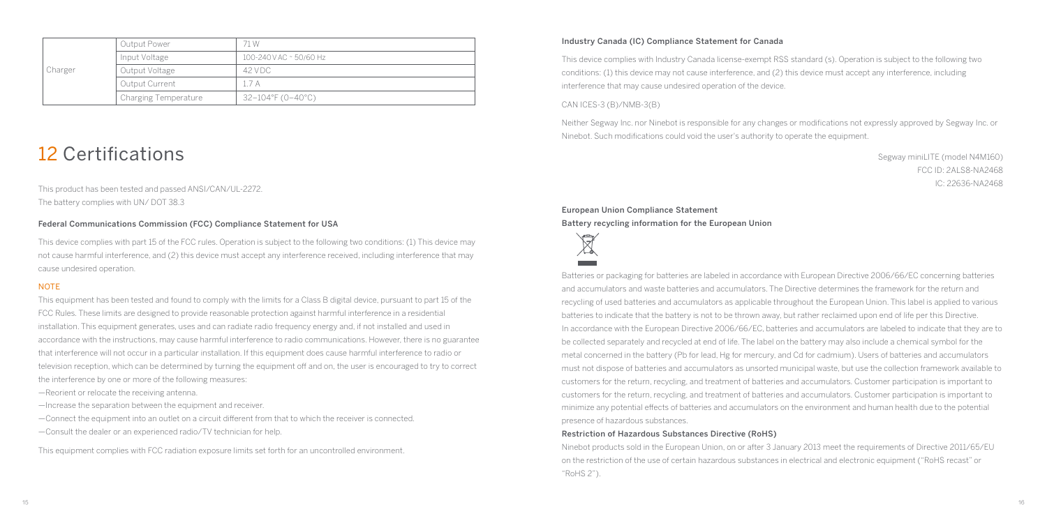| Charger | Output Power | 71 W |
|---|---|---|
| | Input Voltage | 100-240 V AC ~ 50/60 Hz |
| | Output Voltage | 42 V DC |
| | Output Current | 1.7 A |
| | Charging Temperature | 32–104°F (0–40°C) |

# 12 Certifications

This product has been tested and passed ANSI/CAN/UL-2272.
The battery complies with UN/ DOT 38.3

### Federal Communications Commission (FCC) Compliance Statement for USA

This device complies with part 15 of the FCC rules. Operation is subject to the following two conditions: (1) This device may not cause harmful interference, and (2) this device must accept any interference received, including interference that may cause undesired operation.

NOTE

This equipment has been tested and found to comply with the limits for a Class B digital device, pursuant to part 15 of the FCC Rules. These limits are designed to provide reasonable protection against harmful interference in a residential installation. This equipment generates, uses and can radiate radio frequency energy and, if not installed and used in accordance with the instructions, may cause harmful interference to radio communications. However, there is no guarantee that interference will not occur in a particular installation. If this equipment does cause harmful interference to radio or television reception, which can be determined by turning the equipment off and on, the user is encouraged to try to correct the interference by one or more of the following measures:

—Reorient or relocate the receiving antenna.
—Increase the separation between the equipment and receiver.
—Connect the equipment into an outlet on a circuit different from that to which the receiver is connected.
—Consult the dealer or an experienced radio/TV technician for help.

This equipment complies with FCC radiation exposure limits set forth for an uncontrolled environment.

### Industry Canada (IC) Compliance Statement for Canada

This device complies with Industry Canada license-exempt RSS standard (s). Operation is subject to the following two conditions: (1) this device may not cause interference, and (2) this device must accept any interference, including interference that may cause undesired operation of the device.

CAN ICES-3 (B)/NMB-3(B)

Neither Segway Inc. nor Ninebot is responsible for any changes or modifications not expressly approved by Segway Inc. or Ninebot. Such modifications could void the user's authority to operate the equipment.

Segway miniLITE (model N4M160)
FCC ID: 2ALS8-NA2468
IC: 22636-NA2468

### European Union Compliance Statement
### Battery recycling information for the European Union

Batteries or packaging for batteries are labeled in accordance with European Directive 2006/66/EC concerning batteries and accumulators and waste batteries and accumulators. The Directive determines the framework for the return and recycling of used batteries and accumulators as applicable throughout the European Union. This label is applied to various batteries to indicate that the battery is not to be thrown away, but rather reclaimed upon end of life per this Directive.
In accordance with the European Directive 2006/66/EC, batteries and accumulators are labeled to indicate that they are to be collected separately and recycled at end of life. The label on the battery may also include a chemical symbol for the metal concerned in the battery (Pb for lead, Hg for mercury, and Cd for cadmium). Users of batteries and accumulators must not dispose of batteries and accumulators as unsorted municipal waste, but use the collection framework available to customers for the return, recycling, and treatment of batteries and accumulators. Customer participation is important to customers for the return, recycling, and treatment of batteries and accumulators. Customer participation is important to minimize any potential effects of batteries and accumulators on the environment and human health due to the potential presence of hazardous substances.

### Restriction of Hazardous Substances Directive (RoHS)

Ninebot products sold in the European Union, on or after 3 January 2013 meet the requirements of Directive 2011/65/EU on the restriction of the use of certain hazardous substances in electrical and electronic equipment ("RoHS recast" or "RoHS 2").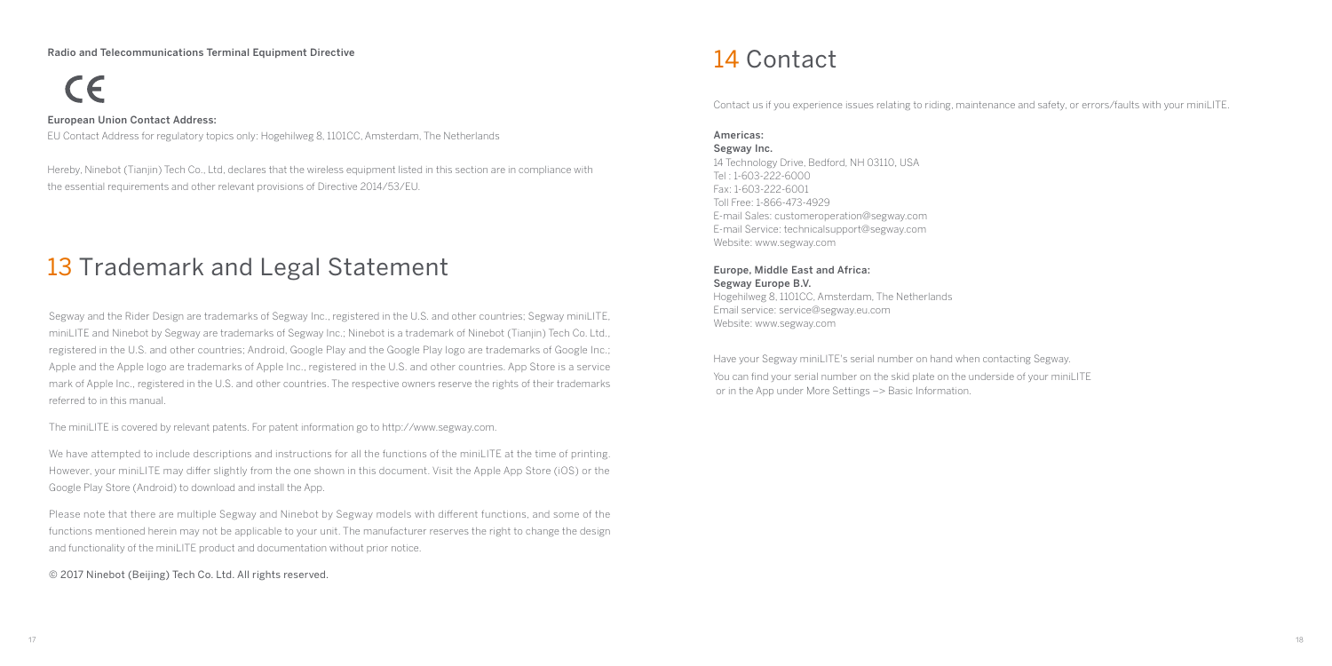**Radio and Telecommunications Terminal Equipment Directive**

CE

**European Union Contact Address:**

EU Contact Address for regulatory topics only: Hogehilweg 8, 1101CC, Amsterdam, The Netherlands

Hereby, Ninebot (Tianjin) Tech Co., Ltd, declares that the wireless equipment listed in this section are in compliance with the essential requirements and other relevant provisions of Directive 2014/53/EU.

# 13 Trademark and Legal Statement

Segway and the Rider Design are trademarks of Segway Inc., registered in the U.S. and other countries; Segway miniLITE, miniLITE and Ninebot by Segway are trademarks of Segway Inc.; Ninebot is a trademark of Ninebot (Tianjin) Tech Co. Ltd., registered in the U.S. and other countries; Android, Google Play and the Google Play logo are trademarks of Google Inc.; Apple and the Apple logo are trademarks of Apple Inc., registered in the U.S. and other countries. App Store is a service mark of Apple Inc., registered in the U.S. and other countries. The respective owners reserve the rights of their trademarks referred to in this manual.

The miniLITE is covered by relevant patents. For patent information go to http://www.segway.com.

We have attempted to include descriptions and instructions for all the functions of the miniLITE at the time of printing. However, your miniLITE may differ slightly from the one shown in this document. Visit the Apple App Store (iOS) or the Google Play Store (Android) to download and install the App.

Please note that there are multiple Segway and Ninebot by Segway models with different functions, and some of the functions mentioned herein may not be applicable to your unit. The manufacturer reserves the right to change the design and functionality of the miniLITE product and documentation without prior notice.

© 2017 Ninebot (Beijing) Tech Co. Ltd. All rights reserved.

# 14 Contact

Contact us if you experience issues relating to riding, maintenance and safety, or errors/faults with your miniLITE.

**Americas:**
**Segway Inc.**
14 Technology Drive, Bedford, NH 03110, USA
Tel : 1-603-222-6000
Fax: 1-603-222-6001
Toll Free: 1-866-473-4929
E-mail Sales: customeroperation@segway.com
E-mail Service: technicalsupport@segway.com
Website: www.segway.com

**Europe, Middle East and Africa:**
**Segway Europe B.V.**
Hogehilweg 8, 1101CC, Amsterdam, The Netherlands
Email service: service@segway.eu.com
Website: www.segway.com

Have your Segway miniLITE's serial number on hand when contacting Segway.

You can find your serial number on the skid plate on the underside of your miniLITE or in the App under More Settings –> Basic Information.